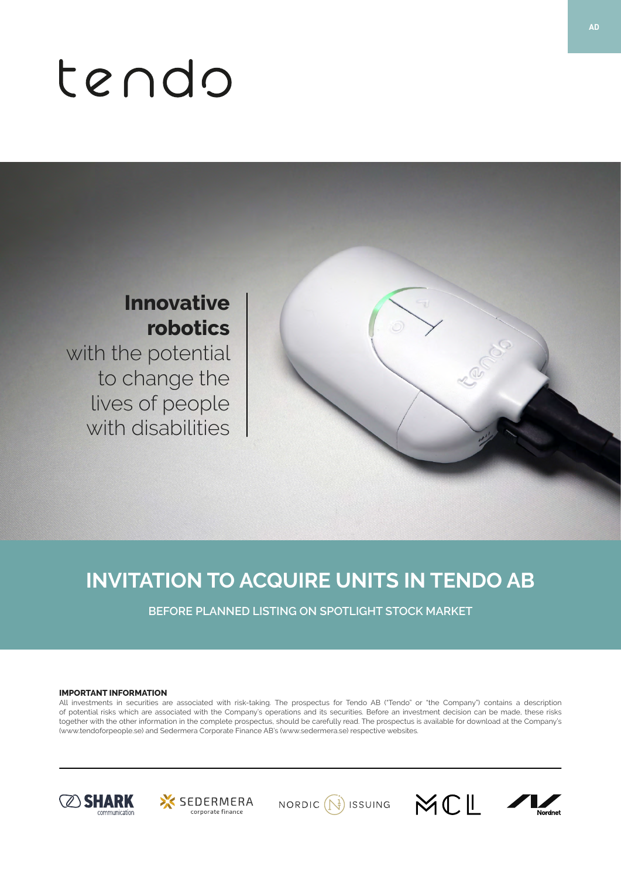AD

# tendo

**Innovative robotics** with the potential to change the lives of people with disabilities

## INVITATION TO ACQUIRE UNITS IN TENDO AB

BEFORE PLANNED LISTING ON SPOTLIGHT STOCK MARKET

**IMPORTANT INFORMATION**

All investments in securities are associated with risk-taking. The prospectus for Tendo AB ("Tendo" or "the Company") contains a description of potential risks which are associated with the Company's operations and its securities. Before an investment decision can be made, these risks together with the other information in the complete prospectus, should be carefully read. The prospectus is available for download at the Company's (www.tendoforpeople.se) and Sedermera Corporate Finance AB's (www.sedermera.se) respective websites.

SHARK communication | SEDERMERA corporate finance | NORDIC ISSUING | MCL | Nordnet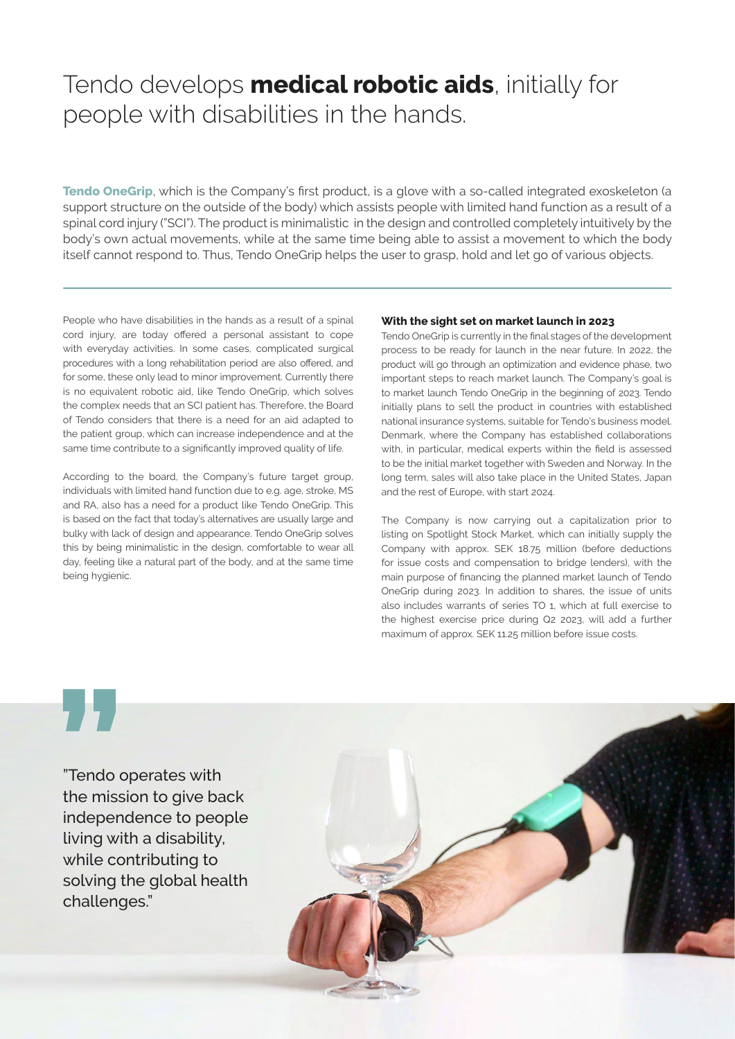# Tendo develops **medical robotic aids**, initially for people with disabilities in the hands.

**Tendo OneGrip**, which is the Company's first product, is a glove with a so-called integrated exoskeleton (a support structure on the outside of the body) which assists people with limited hand function as a result of a spinal cord injury ("SCI"). The product is minimalistic in the design and controlled completely intuitively by the body's own actual movements, while at the same time being able to assist a movement to which the body itself cannot respond to. Thus, Tendo OneGrip helps the user to grasp, hold and let go of various objects.

---

People who have disabilities in the hands as a result of a spinal cord injury, are today offered a personal assistant to cope with everyday activities. In some cases, complicated surgical procedures with a long rehabilitation period are also offered, and for some, these only lead to minor improvement. Currently there is no equivalent robotic aid, like Tendo OneGrip, which solves the complex needs that an SCI patient has. Therefore, the Board of Tendo considers that there is a need for an aid adapted to the patient group, which can increase independence and at the same time contribute to a significantly improved quality of life.

According to the board, the Company's future target group, individuals with limited hand function due to e.g. age, stroke, MS and RA, also has a need for a product like Tendo OneGrip. This is based on the fact that today's alternatives are usually large and bulky with lack of design and appearance. Tendo OneGrip solves this by being minimalistic in the design, comfortable to wear all day, feeling like a natural part of the body, and at the same time being hygienic.

### With the sight set on market launch in 2023

Tendo OneGrip is currently in the final stages of the development process to be ready for launch in the near future. In 2022, the product will go through an optimization and evidence phase, two important steps to reach market launch. The Company's goal is to market launch Tendo OneGrip in the beginning of 2023. Tendo initially plans to sell the product in countries with established national insurance systems, suitable for Tendo's business model. Denmark, where the Company has established collaborations with, in particular, medical experts within the field is assessed to be the initial market together with Sweden and Norway. In the long term, sales will also take place in the United States, Japan and the rest of Europe, with start 2024.

The Company is now carrying out a capitalization prior to listing on Spotlight Stock Market, which can initially supply the Company with approx. SEK 18.75 million (before deductions for issue costs and compensation to bridge lenders), with the main purpose of financing the planned market launch of Tendo OneGrip during 2023. In addition to shares, the issue of units also includes warrants of series TO 1, which at full exercise to the highest exercise price during Q2 2023, will add a further maximum of approx. SEK 11.25 million before issue costs.

"Tendo operates with the mission to give back independence to people living with a disability, while contributing to solving the global health challenges."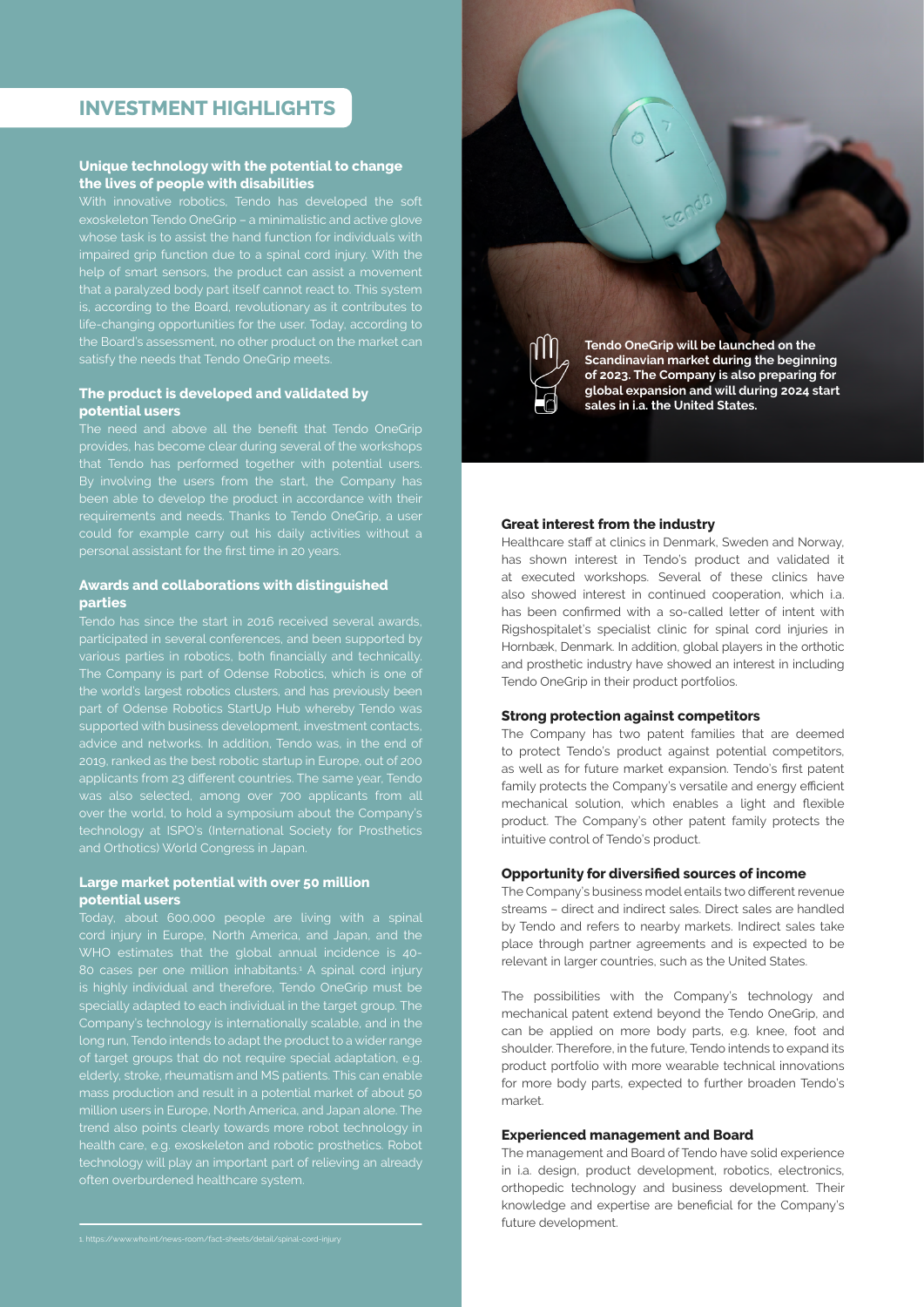# INVESTMENT HIGHLIGHTS

### Unique technology with the potential to change the lives of people with disabilities

With innovative robotics, Tendo has developed the soft exoskeleton Tendo OneGrip – a minimalistic and active glove whose task is to assist the hand function for individuals with impaired grip function due to a spinal cord injury. With the help of smart sensors, the product can assist a movement that a paralyzed body part itself cannot react to. This system is, according to the Board, revolutionary as it contributes to life-changing opportunities for the user. Today, according to the Board's assessment, no other product on the market can satisfy the needs that Tendo OneGrip meets.

### The product is developed and validated by potential users

The need and above all the benefit that Tendo OneGrip provides, has become clear during several of the workshops that Tendo has performed together with potential users. By involving the users from the start, the Company has been able to develop the product in accordance with their requirements and needs. Thanks to Tendo OneGrip, a user could for example carry out his daily activities without a personal assistant for the first time in 20 years.

### Awards and collaborations with distinguished parties

Tendo has since the start in 2016 received several awards, participated in several conferences, and been supported by various parties in robotics, both financially and technically. The Company is part of Odense Robotics, which is one of the world's largest robotics clusters, and has previously been part of Odense Robotics StartUp Hub whereby Tendo was supported with business development, investment contacts, advice and networks. In addition, Tendo was, in the end of 2019, ranked as the best robotic startup in Europe, out of 200 applicants from 23 different countries. The same year, Tendo was also selected, among over 700 applicants from all over the world, to hold a symposium about the Company's technology at ISPO's (International Society for Prosthetics and Orthotics) World Congress in Japan.

### Large market potential with over 50 million potential users

Today, about 600,000 people are living with a spinal cord injury in Europe, North America, and Japan, and the WHO estimates that the global annual incidence is 40-80 cases per one million inhabitants.[1] A spinal cord injury is highly individual and therefore, Tendo OneGrip must be specially adapted to each individual in the target group. The Company's technology is internationally scalable, and in the long run, Tendo intends to adapt the product to a wider range of target groups that do not require special adaptation, e.g. elderly, stroke, rheumatism and MS patients. This can enable mass production and result in a potential market of about 50 million users in Europe, North America, and Japan alone. The trend also points clearly towards more robot technology in health care, e.g. exoskeleton and robotic prosthetics. Robot technology will play an important part of relieving an already often overburdened healthcare system.

1. https://www.who.int/news-room/fact-sheets/detail/spinal-cord-injury

**Tendo OneGrip will be launched on the Scandinavian market during the beginning of 2023. The Company is also preparing for global expansion and will during 2024 start sales in i.a. the United States.**

### Great interest from the industry

Healthcare staff at clinics in Denmark, Sweden and Norway, has shown interest in Tendo's product and validated it at executed workshops. Several of these clinics have also showed interest in continued cooperation, which i.a. has been confirmed with a so-called letter of intent with Rigshospitalet's specialist clinic for spinal cord injuries in Hornbæk, Denmark. In addition, global players in the orthotic and prosthetic industry have showed an interest in including Tendo OneGrip in their product portfolios.

### Strong protection against competitors

The Company has two patent families that are deemed to protect Tendo's product against potential competitors, as well as for future market expansion. Tendo's first patent family protects the Company's versatile and energy efficient mechanical solution, which enables a light and flexible product. The Company's other patent family protects the intuitive control of Tendo's product.

### Opportunity for diversified sources of income

The Company's business model entails two different revenue streams – direct and indirect sales. Direct sales are handled by Tendo and refers to nearby markets. Indirect sales take place through partner agreements and is expected to be relevant in larger countries, such as the United States.

The possibilities with the Company's technology and mechanical patent extend beyond the Tendo OneGrip, and can be applied on more body parts, e.g. knee, foot and shoulder. Therefore, in the future, Tendo intends to expand its product portfolio with more wearable technical innovations for more body parts, expected to further broaden Tendo's market.

### Experienced management and Board

The management and Board of Tendo have solid experience in i.a. design, product development, robotics, electronics, orthopedic technology and business development. Their knowledge and expertise are beneficial for the Company's future development.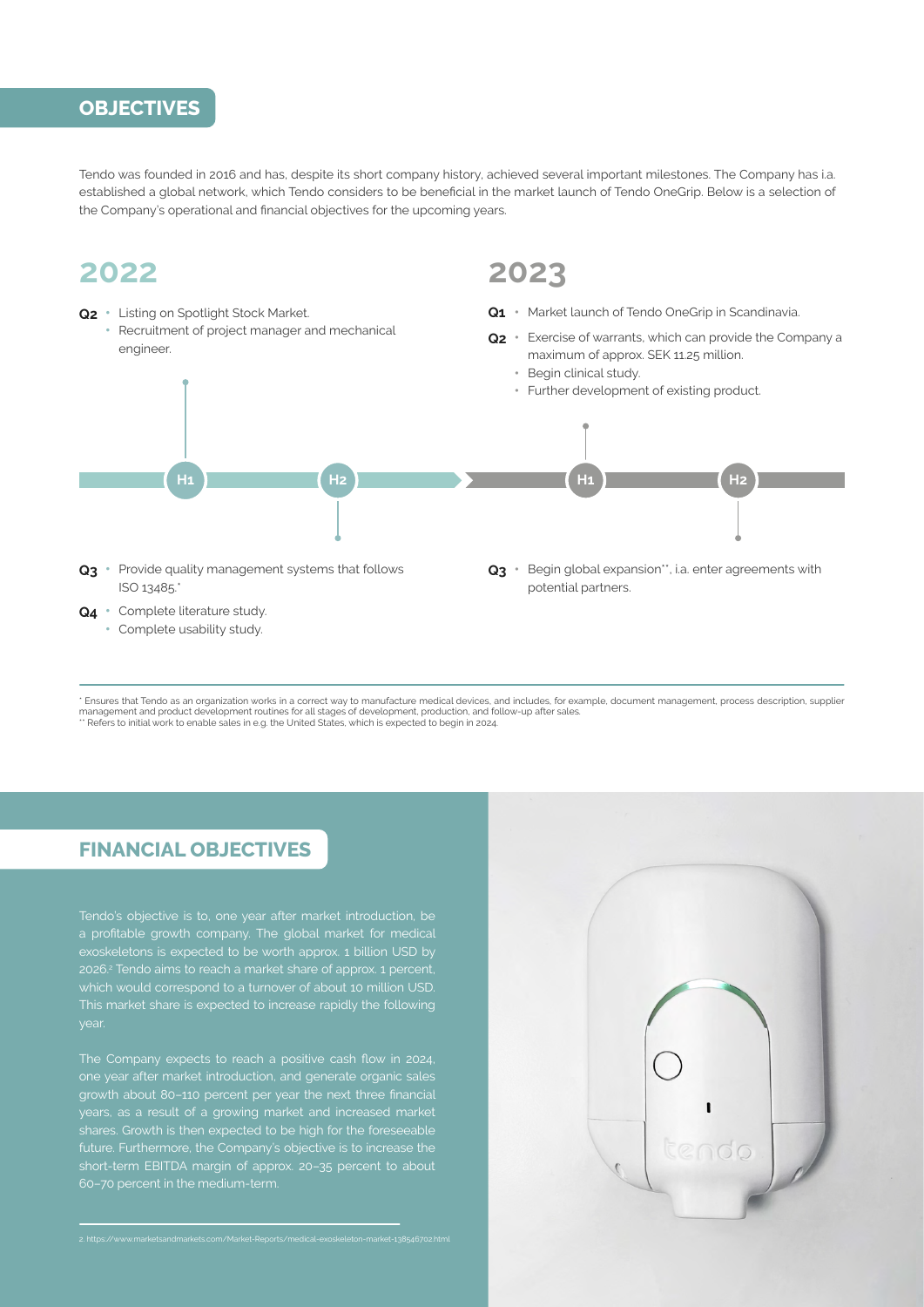## OBJECTIVES

Tendo was founded in 2016 and has, despite its short company history, achieved several important milestones. The Company has i.a. established a global network, which Tendo considers to be beneficial in the market launch of Tendo OneGrip. Below is a selection of the Company's operational and financial objectives for the upcoming years.

### 2022

**Q2**
- Listing on Spotlight Stock Market.
- Recruitment of project manager and mechanical engineer.

**Q3**
- Provide quality management systems that follows ISO 13485.*

**Q4**
- Complete literature study.
- Complete usability study.

### 2023

**Q1**
- Market launch of Tendo OneGrip in Scandinavia.

**Q2**
- Exercise of warrants, which can provide the Company a maximum of approx. SEK 11.25 million.
- Begin clinical study.
- Further development of existing product.

**Q3**
- Begin global expansion**, i.a. enter agreements with potential partners.

\* Ensures that Tendo as an organization works in a correct way to manufacture medical devices, and includes, for example, document management, process description, supplier management and product development routines for all stages of development, production, and follow-up after sales.
** Refers to initial work to enable sales in e.g. the United States, which is expected to begin in 2024.

## FINANCIAL OBJECTIVES

Tendo's objective is to, one year after market introduction, be a profitable growth company. The global market for medical exoskeletons is expected to be worth approx. 1 billion USD by 2026.[2] Tendo aims to reach a market share of approx. 1 percent, which would correspond to a turnover of about 10 million USD. This market share is expected to increase rapidly the following year.

The Company expects to reach a positive cash flow in 2024, one year after market introduction, and generate organic sales growth about 80–110 percent per year the next three financial years, as a result of a growing market and increased market shares. Growth is then expected to be high for the foreseeable future. Furthermore, the Company's objective is to increase the short-term EBITDA margin of approx. 20–35 percent to about 60–70 percent in the medium-term.

2. https://www.marketsandmarkets.com/Market-Reports/medical-exoskeleton-market-138546702.html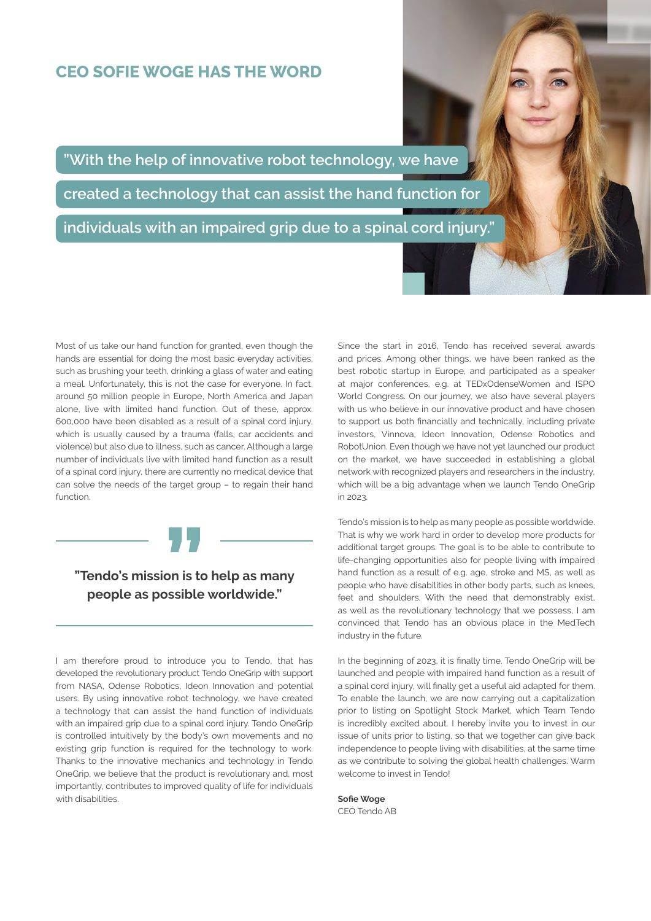# CEO SOFIE WOGE HAS THE WORD

"With the help of innovative robot technology, we have created a technology that can assist the hand function for individuals with an impaired grip due to a spinal cord injury."

Most of us take our hand function for granted, even though the hands are essential for doing the most basic everyday activities, such as brushing your teeth, drinking a glass of water and eating a meal. Unfortunately, this is not the case for everyone. In fact, around 50 million people in Europe, North America and Japan alone, live with limited hand function. Out of these, approx. 600,000 have been disabled as a result of a spinal cord injury, which is usually caused by a trauma (falls, car accidents and violence) but also due to illness, such as cancer. Although a large number of individuals live with limited hand function as a result of a spinal cord injury, there are currently no medical device that can solve the needs of the target group – to regain their hand function.

**"Tendo's mission is to help as many people as possible worldwide."**

I am therefore proud to introduce you to Tendo, that has developed the revolutionary product Tendo OneGrip with support from NASA, Odense Robotics, Ideon Innovation and potential users. By using innovative robot technology, we have created a technology that can assist the hand function of individuals with an impaired grip due to a spinal cord injury. Tendo OneGrip is controlled intuitively by the body's own movements and no existing grip function is required for the technology to work. Thanks to the innovative mechanics and technology in Tendo OneGrip, we believe that the product is revolutionary and, most importantly, contributes to improved quality of life for individuals with disabilities.

Since the start in 2016, Tendo has received several awards and prices. Among other things, we have been ranked as the best robotic startup in Europe, and participated as a speaker at major conferences, e.g. at TEDxOdenseWomen and ISPO World Congress. On our journey, we also have several players with us who believe in our innovative product and have chosen to support us both financially and technically, including private investors, Vinnova, Ideon Innovation, Odense Robotics and RobotUnion. Even though we have not yet launched our product on the market, we have succeeded in establishing a global network with recognized players and researchers in the industry, which will be a big advantage when we launch Tendo OneGrip in 2023.

Tendo's mission is to help as many people as possible worldwide. That is why we work hard in order to develop more products for additional target groups. The goal is to be able to contribute to life-changing opportunities also for people living with impaired hand function as a result of e.g. age, stroke and MS, as well as people who have disabilities in other body parts, such as knees, feet and shoulders. With the need that demonstrably exist, as well as the revolutionary technology that we possess, I am convinced that Tendo has an obvious place in the MedTech industry in the future.

In the beginning of 2023, it is finally time. Tendo OneGrip will be launched and people with impaired hand function as a result of a spinal cord injury, will finally get a useful aid adapted for them. To enable the launch, we are now carrying out a capitalization prior to listing on Spotlight Stock Market, which Team Tendo is incredibly excited about. I hereby invite you to invest in our issue of units prior to listing, so that we together can give back independence to people living with disabilities, at the same time as we contribute to solving the global health challenges. Warm welcome to invest in Tendo!

**Sofie Woge**
CEO Tendo AB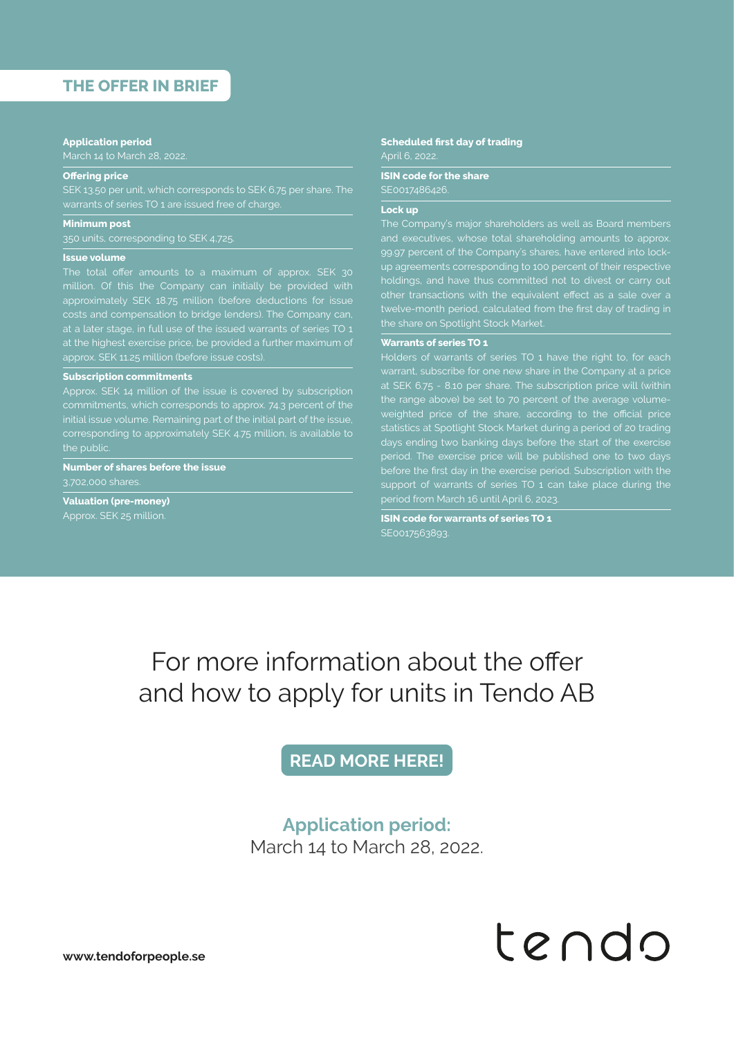## THE OFFER IN BRIEF

**Application period**
March 14 to March 28, 2022.

**Offering price**
SEK 13.50 per unit, which corresponds to SEK 6.75 per share. The warrants of series TO 1 are issued free of charge.

**Minimum post**
350 units, corresponding to SEK 4,725.

**Issue volume**
The total offer amounts to a maximum of approx. SEK 30 million. Of this the Company can initially be provided with approximately SEK 18.75 million (before deductions for issue costs and compensation to bridge lenders). The Company can, at a later stage, in full use of the issued warrants of series TO 1 at the highest exercise price, be provided a further maximum of approx. SEK 11.25 million (before issue costs).

**Subscription commitments**
Approx. SEK 14 million of the issue is covered by subscription commitments, which corresponds to approx. 74.3 percent of the initial issue volume. Remaining part of the initial part of the issue, corresponding to approximately SEK 4.75 million, is available to the public.

**Number of shares before the issue**
3,702,000 shares.

**Valuation (pre-money)**
Approx. SEK 25 million.

**Scheduled first day of trading**
April 6, 2022.

**ISIN code for the share**
SE0017486426.

**Lock up**
The Company's major shareholders as well as Board members and executives, whose total shareholding amounts to approx. 99.97 percent of the Company's shares, have entered into lock-up agreements corresponding to 100 percent of their respective holdings, and have thus committed not to divest or carry out other transactions with the equivalent effect as a sale over a twelve-month period, calculated from the first day of trading in the share on Spotlight Stock Market.

**Warrants of series TO 1**
Holders of warrants of series TO 1 have the right to, for each warrant, subscribe for one new share in the Company at a price at SEK 6.75 - 8.10 per share. The subscription price will (within the range above) be set to 70 percent of the average volume-weighted price of the share, according to the official price statistics at Spotlight Stock Market during a period of 20 trading days ending two banking days before the start of the exercise period. The exercise price will be published one to two days before the first day in the exercise period. Subscription with the support of warrants of series TO 1 can take place during the period from March 16 until April 6, 2023.

**ISIN code for warrants of series TO 1**
SE0017563893.

For more information about the offer and how to apply for units in Tendo AB

**READ MORE HERE!**

**Application period:**
March 14 to March 28, 2022.

www.tendoforpeople.se

tendo